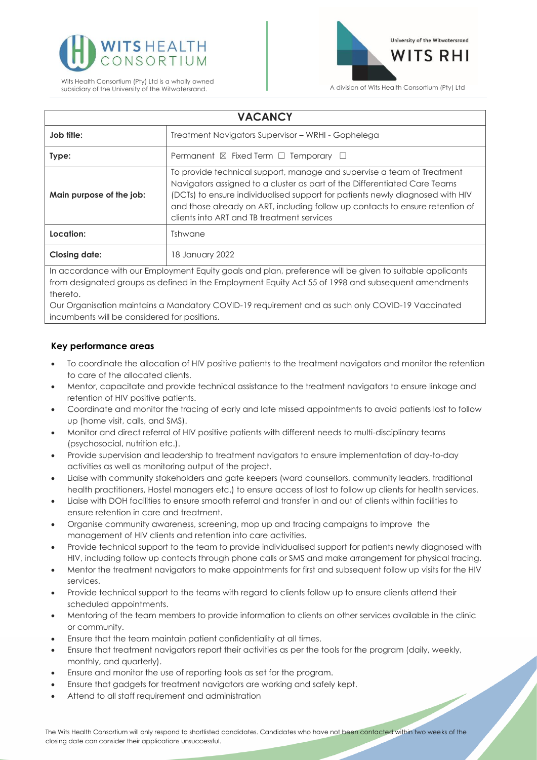WITS HEALTH CONSORTIUM

Wits Health Consortium (Pty) Ltd is a wholly owned subsidiary of the University of the Witwatersrand.

University of the Witwatersrand
WITS RHI
A division of Wits Health Consortium (Pty) Ltd

| VACANCY | |
|---|---|
| **Job title:** | Treatment Navigators Supervisor – WRHI - Gophelega |
| **Type:** | Permanent ☒ Fixed Term ☐ Temporary ☐ |
| **Main purpose of the job:** | To provide technical support, manage and supervise a team of Treatment Navigators assigned to a cluster as part of the Differentiated Care Teams (DCTs) to ensure individualised support for patients newly diagnosed with HIV and those already on ART, including follow up contacts to ensure retention of clients into ART and TB treatment services |
| **Location:** | Tshwane |
| **Closing date:** | 18 January 2022 |

In accordance with our Employment Equity goals and plan, preference will be given to suitable applicants from designated groups as defined in the Employment Equity Act 55 of 1998 and subsequent amendments thereto.

Our Organisation maintains a Mandatory COVID-19 requirement and as such only COVID-19 Vaccinated incumbents will be considered for positions.

### Key performance areas

- To coordinate the allocation of HIV positive patients to the treatment navigators and monitor the retention to care of the allocated clients.
- Mentor, capacitate and provide technical assistance to the treatment navigators to ensure linkage and retention of HIV positive patients.
- Coordinate and monitor the tracing of early and late missed appointments to avoid patients lost to follow up (home visit, calls, and SMS).
- Monitor and direct referral of HIV positive patients with different needs to multi-disciplinary teams (psychosocial, nutrition etc.).
- Provide supervision and leadership to treatment navigators to ensure implementation of day-to-day activities as well as monitoring output of the project.
- Liaise with community stakeholders and gate keepers (ward counsellors, community leaders, traditional health practitioners, Hostel managers etc.) to ensure access of lost to follow up clients for health services.
- Liaise with DOH facilities to ensure smooth referral and transfer in and out of clients within facilities to ensure retention in care and treatment.
- Organise community awareness, screening, mop up and tracing campaigns to improve the management of HIV clients and retention into care activities.
- Provide technical support to the team to provide individualised support for patients newly diagnosed with HIV, including follow up contacts through phone calls or SMS and make arrangement for physical tracing.
- Mentor the treatment navigators to make appointments for first and subsequent follow up visits for the HIV services.
- Provide technical support to the teams with regard to clients follow up to ensure clients attend their scheduled appointments.
- Mentoring of the team members to provide information to clients on other services available in the clinic or community.
- Ensure that the team maintain patient confidentiality at all times.
- Ensure that treatment navigators report their activities as per the tools for the program (daily, weekly, monthly, and quarterly).
- Ensure and monitor the use of reporting tools as set for the program.
- Ensure that gadgets for treatment navigators are working and safely kept.
- Attend to all staff requirement and administration

The Wits Health Consortium will only respond to shortlisted candidates. Candidates who have not been contacted within two weeks of the closing date can consider their applications unsuccessful.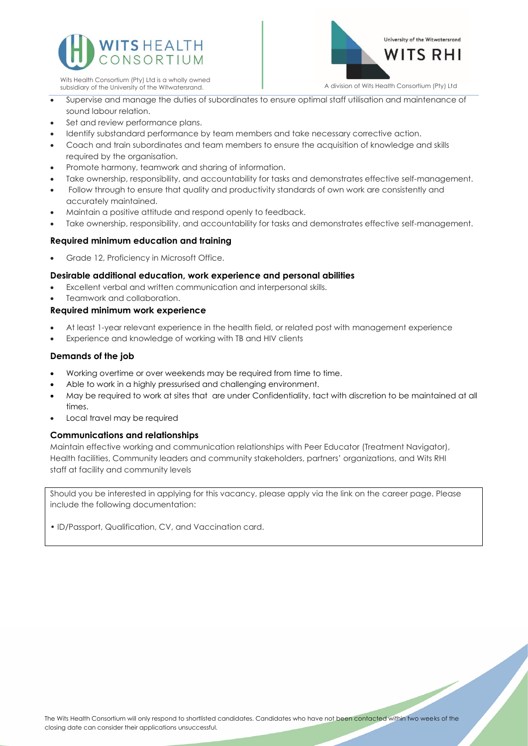- Supervise and manage the duties of subordinates to ensure optimal staff utilisation and maintenance of sound labour relation.
- Set and review performance plans.
- Identify substandard performance by team members and take necessary corrective action.
- Coach and train subordinates and team members to ensure the acquisition of knowledge and skills required by the organisation.
- Promote harmony, teamwork and sharing of information.
- Take ownership, responsibility, and accountability for tasks and demonstrates effective self-management.
- Follow through to ensure that quality and productivity standards of own work are consistently and accurately maintained.
- Maintain a positive attitude and respond openly to feedback.
- Take ownership, responsibility, and accountability for tasks and demonstrates effective self-management.

### Required minimum education and training

- Grade 12, Proficiency in Microsoft Office.

### Desirable additional education, work experience and personal abilities

- Excellent verbal and written communication and interpersonal skills.
- Teamwork and collaboration.

### Required minimum work experience

- At least 1-year relevant experience in the health field, or related post with management experience
- Experience and knowledge of working with TB and HIV clients

### Demands of the job

- Working overtime or over weekends may be required from time to time.
- Able to work in a highly pressurised and challenging environment.
- May be required to work at sites that are under Confidentiality, tact with discretion to be maintained at all times.
- Local travel may be required

### Communications and relationships

Maintain effective working and communication relationships with Peer Educator (Treatment Navigator), Health facilities, Community leaders and community stakeholders, partners' organizations, and Wits RHI staff at facility and community levels

Should you be interested in applying for this vacancy, please apply via the link on the career page. Please include the following documentation:

• ID/Passport, Qualification, CV, and Vaccination card.

The Wits Health Consortium will only respond to shortlisted candidates. Candidates who have not been contacted within two weeks of the closing date can consider their applications unsuccessful.